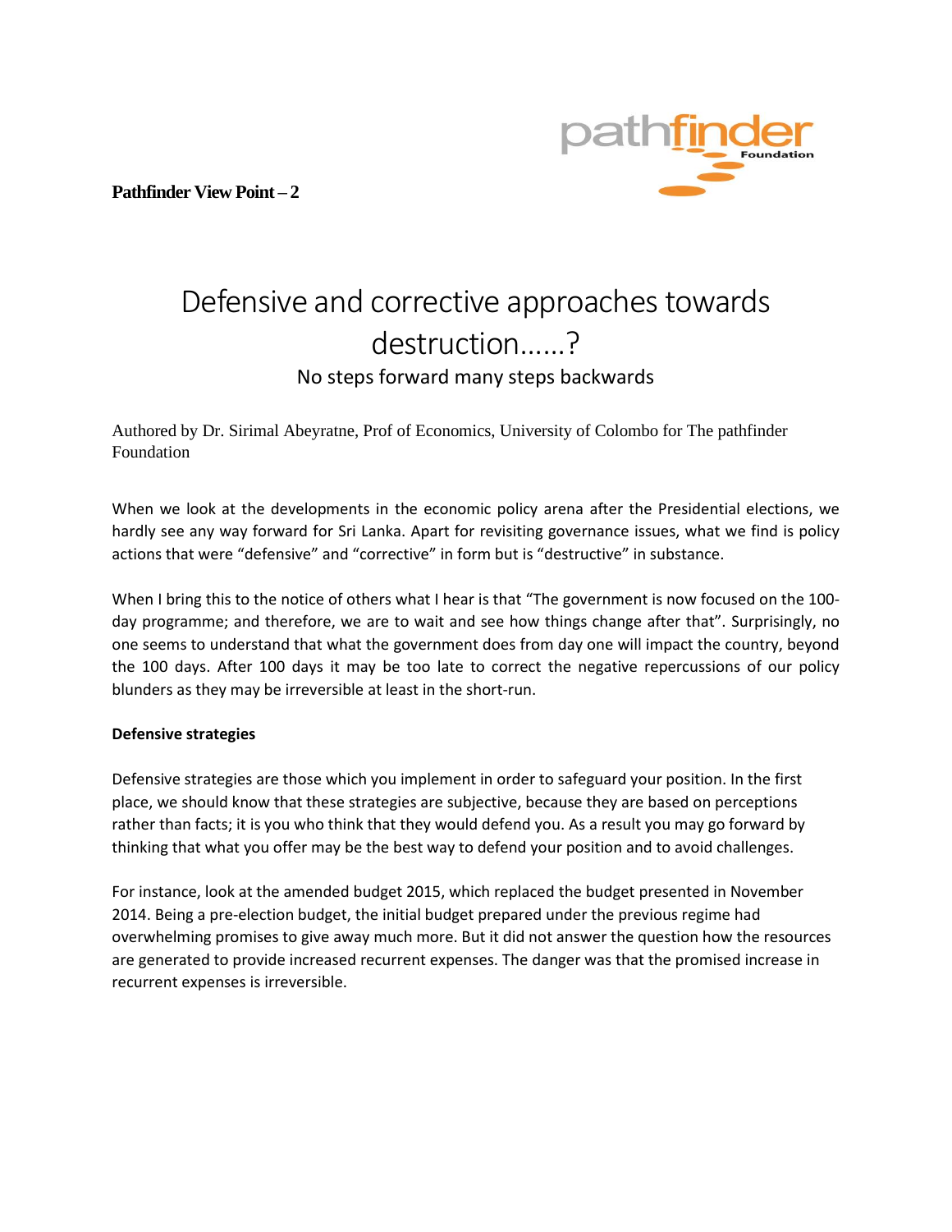**Pathfinder View Point – 2**

# Defensive and corrective approaches towards destruction……?

No steps forward many steps backwards

Authored by Dr. Sirimal Abeyratne, Prof of Economics, University of Colombo for The pathfinder Foundation

When we look at the developments in the economic policy arena after the Presidential elections, we hardly see any way forward for Sri Lanka. Apart for revisiting governance issues, what we find is policy actions that were "defensive" and "corrective" in form but is "destructive" in substance.

When I bring this to the notice of others what I hear is that "The government is now focused on the 100-day programme; and therefore, we are to wait and see how things change after that". Surprisingly, no one seems to understand that what the government does from day one will impact the country, beyond the 100 days. After 100 days it may be too late to correct the negative repercussions of our policy blunders as they may be irreversible at least in the short-run.

**Defensive strategies**

Defensive strategies are those which you implement in order to safeguard your position. In the first place, we should know that these strategies are subjective, because they are based on perceptions rather than facts; it is you who think that they would defend you. As a result you may go forward by thinking that what you offer may be the best way to defend your position and to avoid challenges.

For instance, look at the amended budget 2015, which replaced the budget presented in November 2014. Being a pre-election budget, the initial budget prepared under the previous regime had overwhelming promises to give away much more. But it did not answer the question how the resources are generated to provide increased recurrent expenses. The danger was that the promised increase in recurrent expenses is irreversible.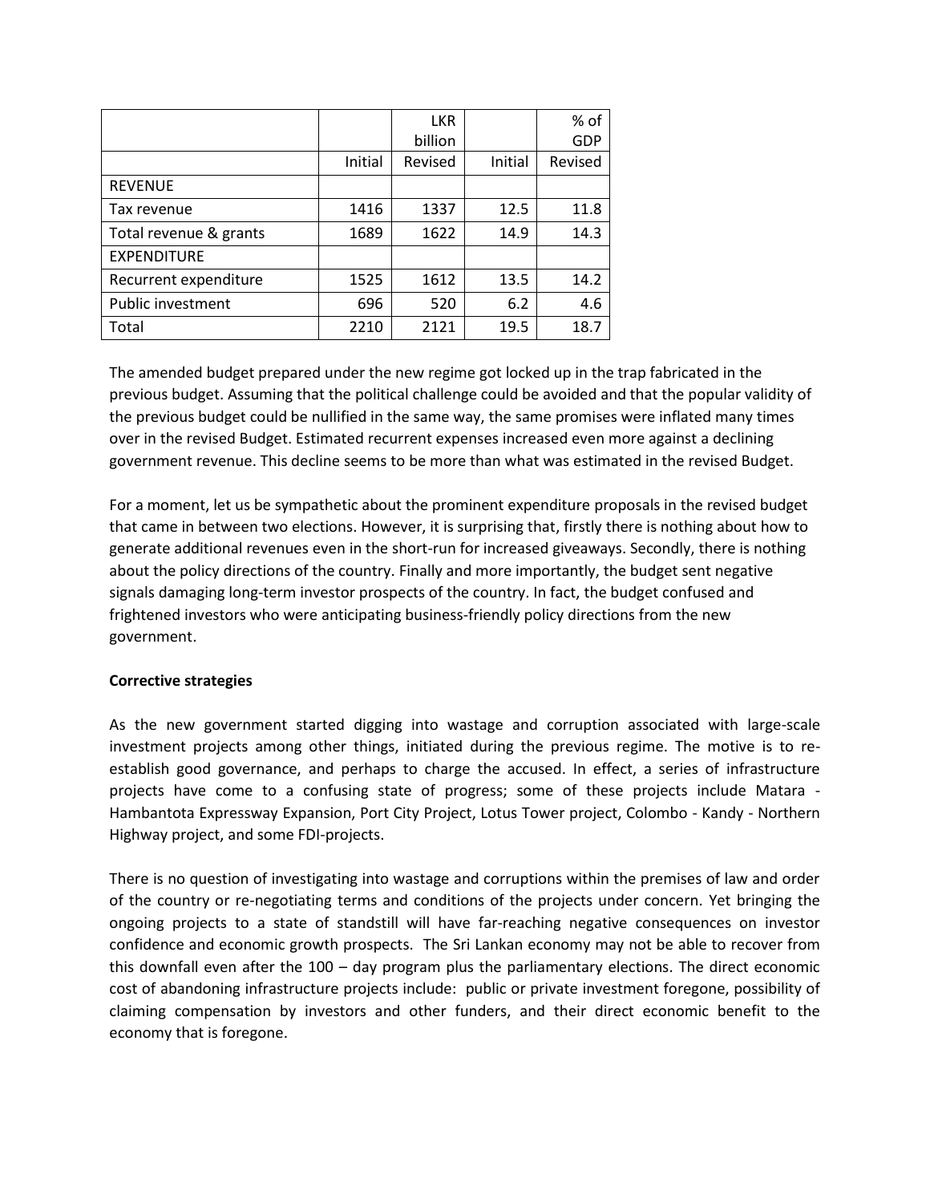| | | LKR billion | | % of GDP |
|---|---|---|---|---|
| | Initial | Revised | Initial | Revised |
| REVENUE | | | | |
| Tax revenue | 1416 | 1337 | 12.5 | 11.8 |
| Total revenue & grants | 1689 | 1622 | 14.9 | 14.3 |
| EXPENDITURE | | | | |
| Recurrent expenditure | 1525 | 1612 | 13.5 | 14.2 |
| Public investment | 696 | 520 | 6.2 | 4.6 |
| Total | 2210 | 2121 | 19.5 | 18.7 |

The amended budget prepared under the new regime got locked up in the trap fabricated in the previous budget. Assuming that the political challenge could be avoided and that the popular validity of the previous budget could be nullified in the same way, the same promises were inflated many times over in the revised Budget. Estimated recurrent expenses increased even more against a declining government revenue. This decline seems to be more than what was estimated in the revised Budget.

For a moment, let us be sympathetic about the prominent expenditure proposals in the revised budget that came in between two elections. However, it is surprising that, firstly there is nothing about how to generate additional revenues even in the short-run for increased giveaways. Secondly, there is nothing about the policy directions of the country. Finally and more importantly, the budget sent negative signals damaging long-term investor prospects of the country. In fact, the budget confused and frightened investors who were anticipating business-friendly policy directions from the new government.

**Corrective strategies**

As the new government started digging into wastage and corruption associated with large-scale investment projects among other things, initiated during the previous regime. The motive is to re-establish good governance, and perhaps to charge the accused. In effect, a series of infrastructure projects have come to a confusing state of progress; some of these projects include Matara - Hambantota Expressway Expansion, Port City Project, Lotus Tower project, Colombo - Kandy - Northern Highway project, and some FDI-projects.

There is no question of investigating into wastage and corruptions within the premises of law and order of the country or re-negotiating terms and conditions of the projects under concern. Yet bringing the ongoing projects to a state of standstill will have far-reaching negative consequences on investor confidence and economic growth prospects. The Sri Lankan economy may not be able to recover from this downfall even after the 100 – day program plus the parliamentary elections. The direct economic cost of abandoning infrastructure projects include: public or private investment foregone, possibility of claiming compensation by investors and other funders, and their direct economic benefit to the economy that is foregone.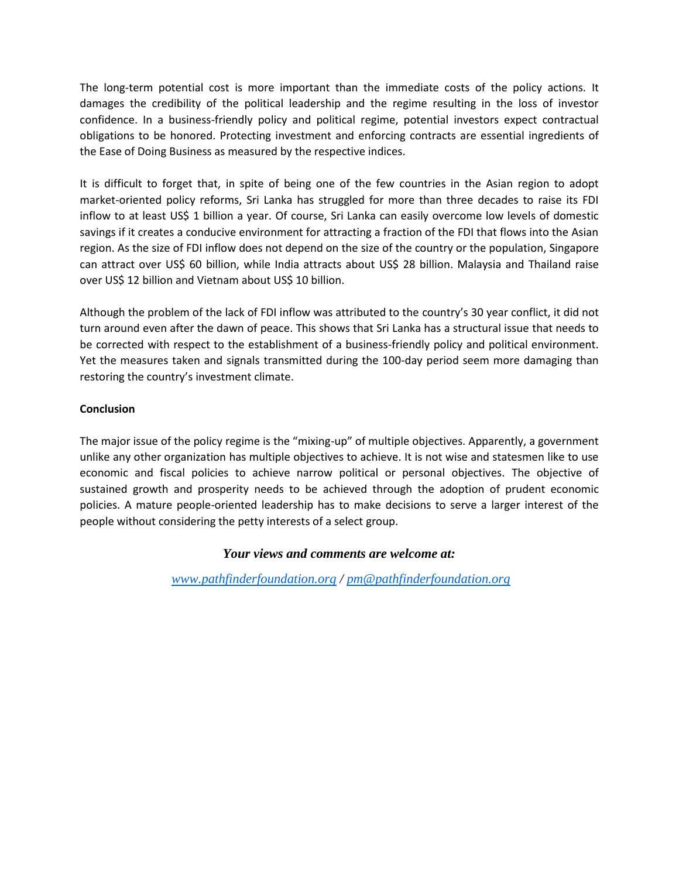The long-term potential cost is more important than the immediate costs of the policy actions. It damages the credibility of the political leadership and the regime resulting in the loss of investor confidence. In a business-friendly policy and political regime, potential investors expect contractual obligations to be honored. Protecting investment and enforcing contracts are essential ingredients of the Ease of Doing Business as measured by the respective indices.

It is difficult to forget that, in spite of being one of the few countries in the Asian region to adopt market-oriented policy reforms, Sri Lanka has struggled for more than three decades to raise its FDI inflow to at least US$ 1 billion a year. Of course, Sri Lanka can easily overcome low levels of domestic savings if it creates a conducive environment for attracting a fraction of the FDI that flows into the Asian region. As the size of FDI inflow does not depend on the size of the country or the population, Singapore can attract over US$ 60 billion, while India attracts about US$ 28 billion. Malaysia and Thailand raise over US$ 12 billion and Vietnam about US$ 10 billion.

Although the problem of the lack of FDI inflow was attributed to the country's 30 year conflict, it did not turn around even after the dawn of peace. This shows that Sri Lanka has a structural issue that needs to be corrected with respect to the establishment of a business-friendly policy and political environment. Yet the measures taken and signals transmitted during the 100-day period seem more damaging than restoring the country's investment climate.

**Conclusion**

The major issue of the policy regime is the "mixing-up" of multiple objectives. Apparently, a government unlike any other organization has multiple objectives to achieve. It is not wise and statesmen like to use economic and fiscal policies to achieve narrow political or personal objectives. The objective of sustained growth and prosperity needs to be achieved through the adoption of prudent economic policies. A mature people-oriented leadership has to make decisions to serve a larger interest of the people without considering the petty interests of a select group.

***Your views and comments are welcome at:***

*www.pathfinderfoundation.org / pm@pathfinderfoundation.org*